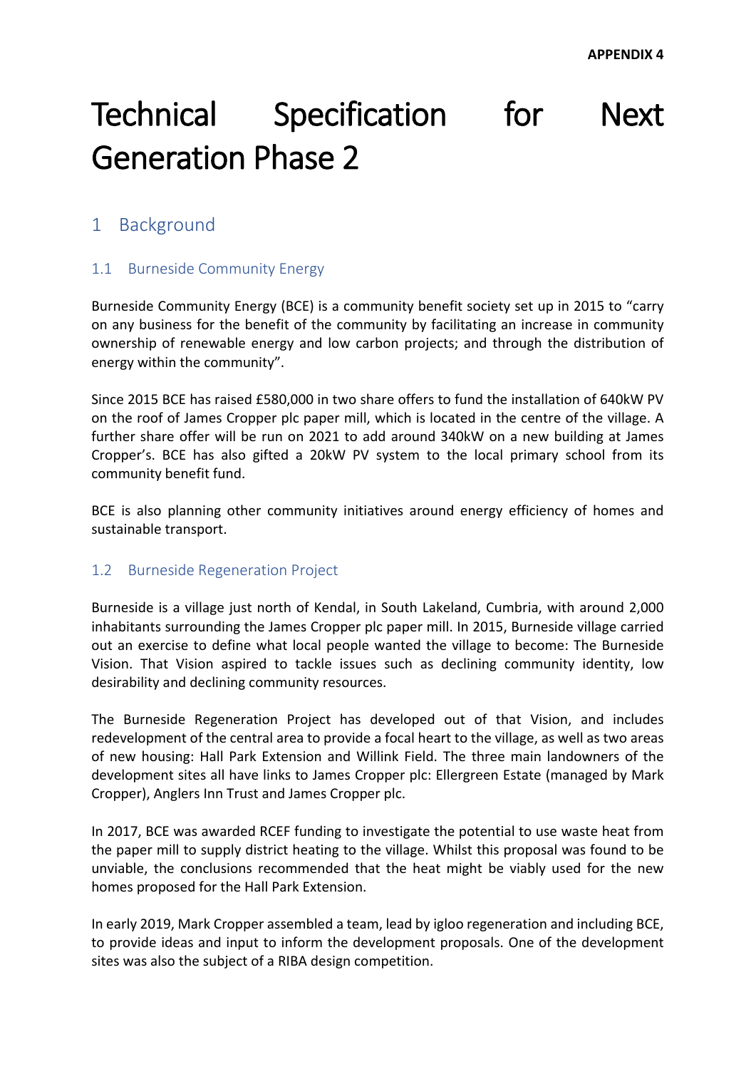**APPENDIX 4**

# Technical Specification for Next Generation Phase 2

## 1 Background

### 1.1 Burneside Community Energy

Burneside Community Energy (BCE) is a community benefit society set up in 2015 to "carry on any business for the benefit of the community by facilitating an increase in community ownership of renewable energy and low carbon projects; and through the distribution of energy within the community".

Since 2015 BCE has raised £580,000 in two share offers to fund the installation of 640kW PV on the roof of James Cropper plc paper mill, which is located in the centre of the village. A further share offer will be run on 2021 to add around 340kW on a new building at James Cropper's. BCE has also gifted a 20kW PV system to the local primary school from its community benefit fund.

BCE is also planning other community initiatives around energy efficiency of homes and sustainable transport.

### 1.2 Burneside Regeneration Project

Burneside is a village just north of Kendal, in South Lakeland, Cumbria, with around 2,000 inhabitants surrounding the James Cropper plc paper mill. In 2015, Burneside village carried out an exercise to define what local people wanted the village to become: The Burneside Vision. That Vision aspired to tackle issues such as declining community identity, low desirability and declining community resources.

The Burneside Regeneration Project has developed out of that Vision, and includes redevelopment of the central area to provide a focal heart to the village, as well as two areas of new housing: Hall Park Extension and Willink Field. The three main landowners of the development sites all have links to James Cropper plc: Ellergreen Estate (managed by Mark Cropper), Anglers Inn Trust and James Cropper plc.

In 2017, BCE was awarded RCEF funding to investigate the potential to use waste heat from the paper mill to supply district heating to the village. Whilst this proposal was found to be unviable, the conclusions recommended that the heat might be viably used for the new homes proposed for the Hall Park Extension.

In early 2019, Mark Cropper assembled a team, lead by igloo regeneration and including BCE, to provide ideas and input to inform the development proposals. One of the development sites was also the subject of a RIBA design competition.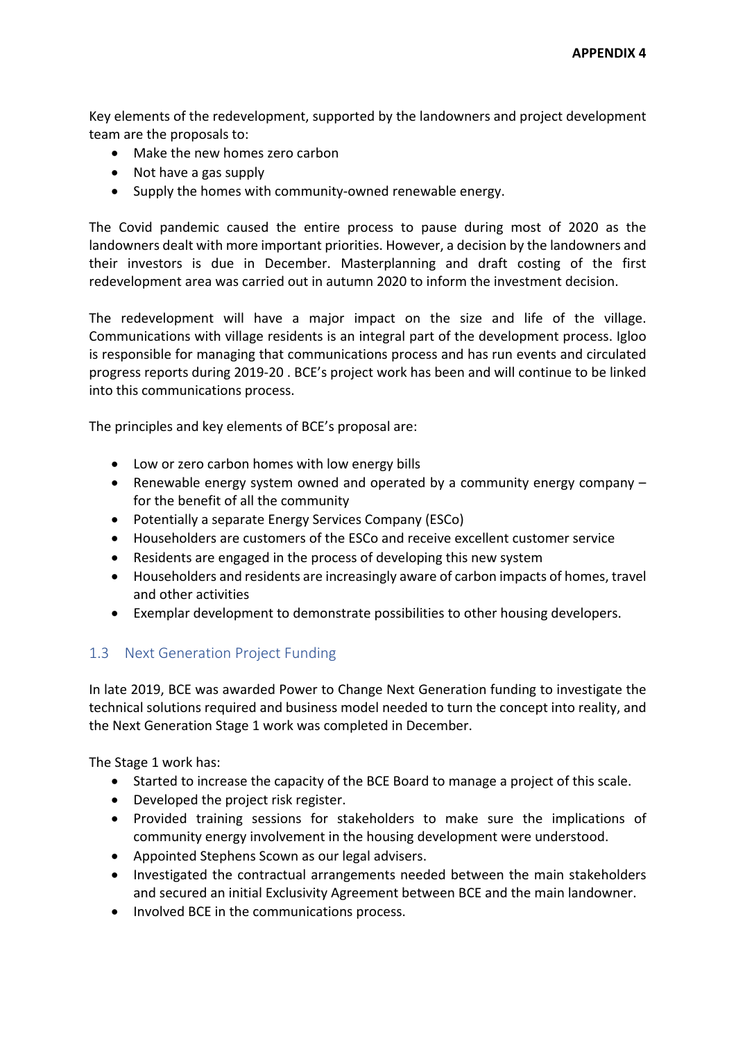Key elements of the redevelopment, supported by the landowners and project development team are the proposals to:

- Make the new homes zero carbon
- Not have a gas supply
- Supply the homes with community-owned renewable energy.

The Covid pandemic caused the entire process to pause during most of 2020 as the landowners dealt with more important priorities. However, a decision by the landowners and their investors is due in December. Masterplanning and draft costing of the first redevelopment area was carried out in autumn 2020 to inform the investment decision.

The redevelopment will have a major impact on the size and life of the village. Communications with village residents is an integral part of the development process. Igloo is responsible for managing that communications process and has run events and circulated progress reports during 2019-20 . BCE's project work has been and will continue to be linked into this communications process.

The principles and key elements of BCE's proposal are:

- Low or zero carbon homes with low energy bills
- Renewable energy system owned and operated by a community energy company – for the benefit of all the community
- Potentially a separate Energy Services Company (ESCo)
- Householders are customers of the ESCo and receive excellent customer service
- Residents are engaged in the process of developing this new system
- Householders and residents are increasingly aware of carbon impacts of homes, travel and other activities
- Exemplar development to demonstrate possibilities to other housing developers.

## 1.3 Next Generation Project Funding

In late 2019, BCE was awarded Power to Change Next Generation funding to investigate the technical solutions required and business model needed to turn the concept into reality, and the Next Generation Stage 1 work was completed in December.

The Stage 1 work has:

- Started to increase the capacity of the BCE Board to manage a project of this scale.
- Developed the project risk register.
- Provided training sessions for stakeholders to make sure the implications of community energy involvement in the housing development were understood.
- Appointed Stephens Scown as our legal advisers.
- Investigated the contractual arrangements needed between the main stakeholders and secured an initial Exclusivity Agreement between BCE and the main landowner.
- Involved BCE in the communications process.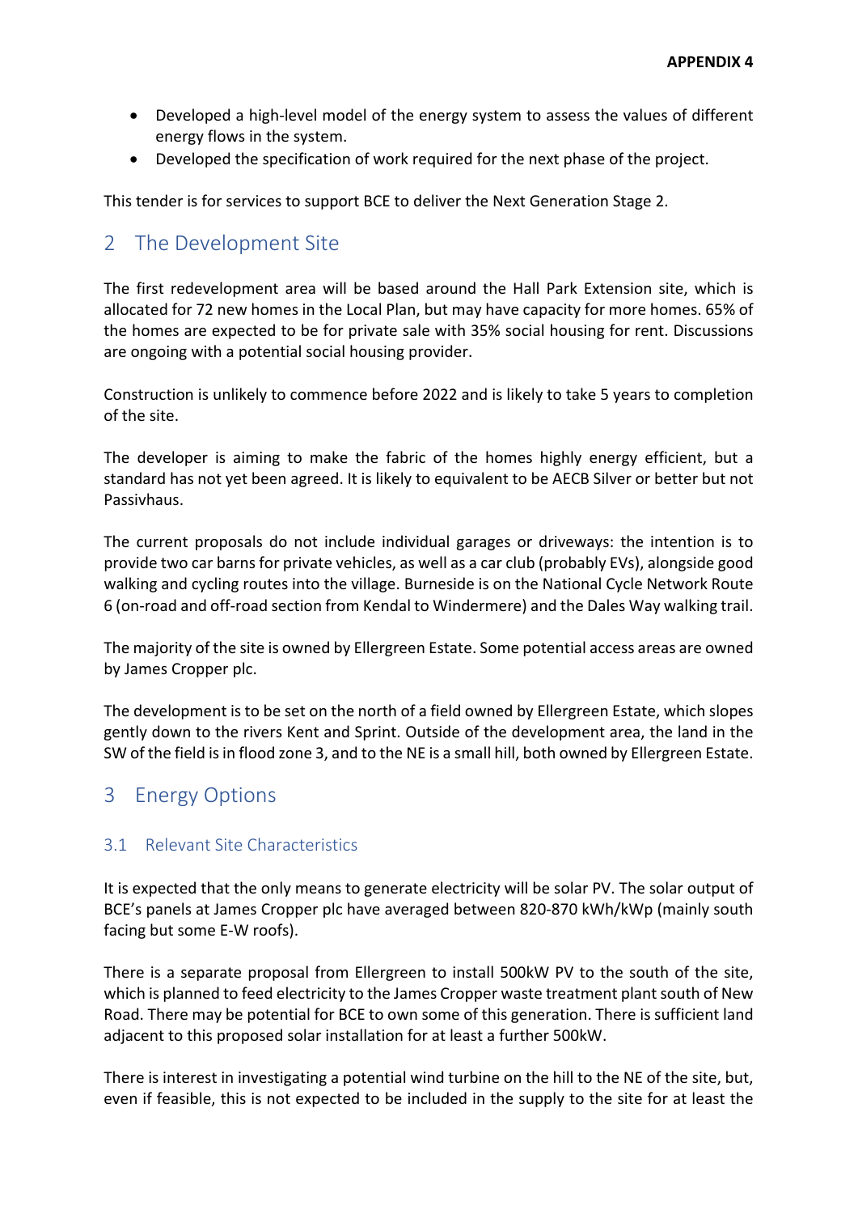- Developed a high-level model of the energy system to assess the values of different energy flows in the system.
- Developed the specification of work required for the next phase of the project.

This tender is for services to support BCE to deliver the Next Generation Stage 2.

## 2 The Development Site

The first redevelopment area will be based around the Hall Park Extension site, which is allocated for 72 new homes in the Local Plan, but may have capacity for more homes. 65% of the homes are expected to be for private sale with 35% social housing for rent. Discussions are ongoing with a potential social housing provider.

Construction is unlikely to commence before 2022 and is likely to take 5 years to completion of the site.

The developer is aiming to make the fabric of the homes highly energy efficient, but a standard has not yet been agreed. It is likely to equivalent to be AECB Silver or better but not Passivhaus.

The current proposals do not include individual garages or driveways: the intention is to provide two car barns for private vehicles, as well as a car club (probably EVs), alongside good walking and cycling routes into the village. Burneside is on the National Cycle Network Route 6 (on-road and off-road section from Kendal to Windermere) and the Dales Way walking trail.

The majority of the site is owned by Ellergreen Estate. Some potential access areas are owned by James Cropper plc.

The development is to be set on the north of a field owned by Ellergreen Estate, which slopes gently down to the rivers Kent and Sprint. Outside of the development area, the land in the SW of the field is in flood zone 3, and to the NE is a small hill, both owned by Ellergreen Estate.

## 3 Energy Options

### 3.1 Relevant Site Characteristics

It is expected that the only means to generate electricity will be solar PV. The solar output of BCE's panels at James Cropper plc have averaged between 820-870 kWh/kWp (mainly south facing but some E-W roofs).

There is a separate proposal from Ellergreen to install 500kW PV to the south of the site, which is planned to feed electricity to the James Cropper waste treatment plant south of New Road. There may be potential for BCE to own some of this generation. There is sufficient land adjacent to this proposed solar installation for at least a further 500kW.

There is interest in investigating a potential wind turbine on the hill to the NE of the site, but, even if feasible, this is not expected to be included in the supply to the site for at least the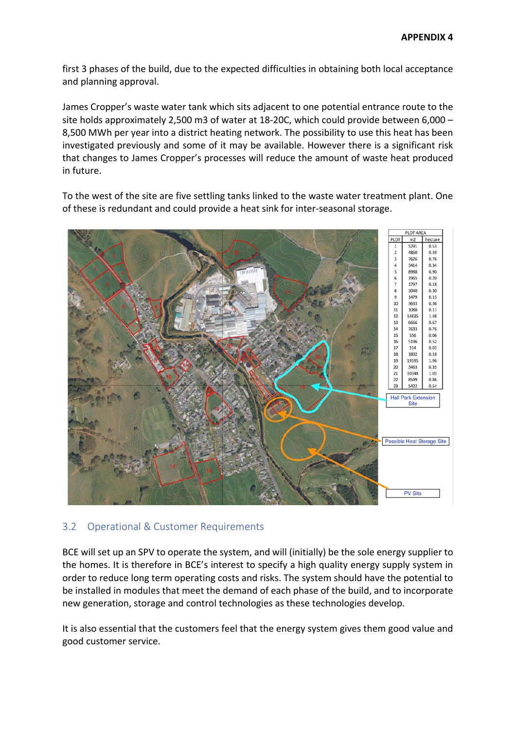first 3 phases of the build, due to the expected difficulties in obtaining both local acceptance and planning approval.

James Cropper's waste water tank which sits adjacent to one potential entrance route to the site holds approximately 2,500 m3 of water at 18-20C, which could provide between 6,000 – 8,500 MWh per year into a district heating network. The possibility to use this heat has been investigated previously and some of it may be available. However there is a significant risk that changes to James Cropper's processes will reduce the amount of waste heat produced in future.

To the west of the site are five settling tanks linked to the waste water treatment plant. One of these is redundant and could provide a heat sink for inter-seasonal storage.

| PLOT AREA | | |
|---|---|---|
| PLOT | m2 | hectare |
| 1 | 5291 | 0.53 |
| 2 | 4860 | 0.49 |
| 3 | 7626 | 0.76 |
| 4 | 3414 | 0.34 |
| 5 | 8988 | 0.90 |
| 6 | 1965 | 0.20 |
| 7 | 1797 | 0.18 |
| 8 | 3040 | 0.30 |
| 9 | 1479 | 0.15 |
| 10 | 3633 | 0.36 |
| 11 | 1088 | 0.11 |
| 12 | 14835 | 1.48 |
| 13 | 6666 | 0.67 |
| 14 | 7633 | 0.76 |
| 15 | 556 | 0.06 |
| 16 | 5196 | 0.52 |
| 17 | 214 | 0.02 |
| 18 | 1802 | 0.18 |
| 19 | 19595 | 1.96 |
| 20 | 3463 | 0.35 |
| 21 | 10344 | 1.03 |
| 22 | 8599 | 0.86 |
| 23 | 5422 | 0.54 |

Hall Park Extension Site

Possible Heat Storage Site

PV Site

## 3.2 Operational & Customer Requirements

BCE will set up an SPV to operate the system, and will (initially) be the sole energy supplier to the homes. It is therefore in BCE's interest to specify a high quality energy supply system in order to reduce long term operating costs and risks. The system should have the potential to be installed in modules that meet the demand of each phase of the build, and to incorporate new generation, storage and control technologies as these technologies develop.

It is also essential that the customers feel that the energy system gives them good value and good customer service.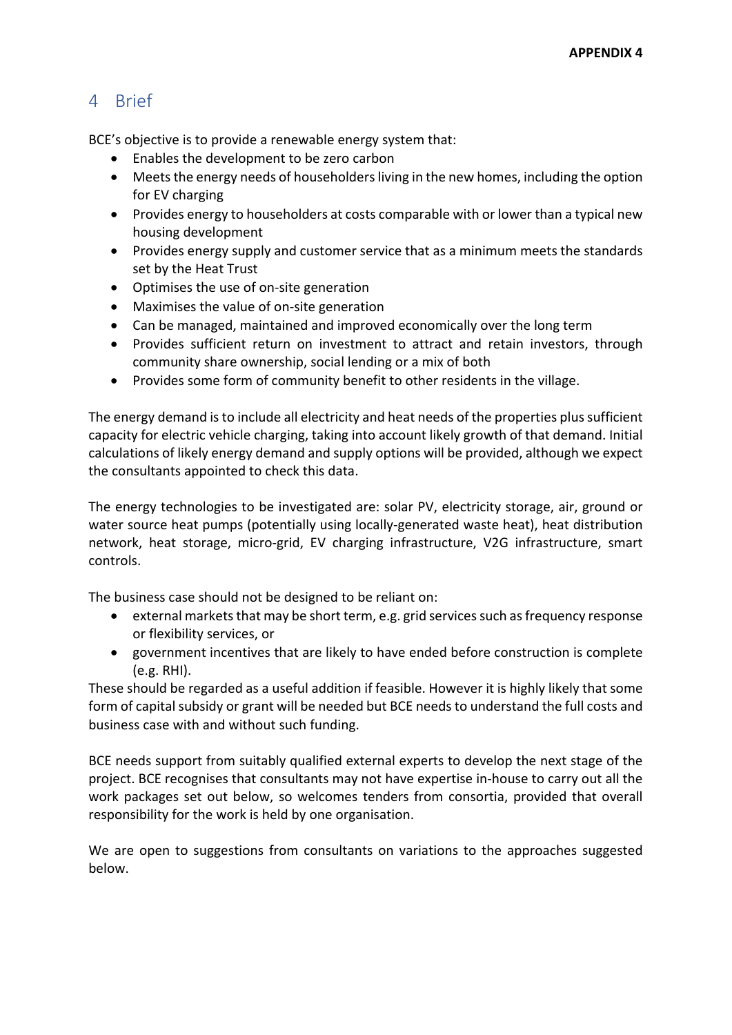**APPENDIX 4**

## 4 Brief

BCE's objective is to provide a renewable energy system that:

- Enables the development to be zero carbon
- Meets the energy needs of householders living in the new homes, including the option for EV charging
- Provides energy to householders at costs comparable with or lower than a typical new housing development
- Provides energy supply and customer service that as a minimum meets the standards set by the Heat Trust
- Optimises the use of on-site generation
- Maximises the value of on-site generation
- Can be managed, maintained and improved economically over the long term
- Provides sufficient return on investment to attract and retain investors, through community share ownership, social lending or a mix of both
- Provides some form of community benefit to other residents in the village.

The energy demand is to include all electricity and heat needs of the properties plus sufficient capacity for electric vehicle charging, taking into account likely growth of that demand. Initial calculations of likely energy demand and supply options will be provided, although we expect the consultants appointed to check this data.

The energy technologies to be investigated are: solar PV, electricity storage, air, ground or water source heat pumps (potentially using locally-generated waste heat), heat distribution network, heat storage, micro-grid, EV charging infrastructure, V2G infrastructure, smart controls.

The business case should not be designed to be reliant on:

- external markets that may be short term, e.g. grid services such as frequency response or flexibility services, or
- government incentives that are likely to have ended before construction is complete (e.g. RHI).

These should be regarded as a useful addition if feasible. However it is highly likely that some form of capital subsidy or grant will be needed but BCE needs to understand the full costs and business case with and without such funding.

BCE needs support from suitably qualified external experts to develop the next stage of the project. BCE recognises that consultants may not have expertise in-house to carry out all the work packages set out below, so welcomes tenders from consortia, provided that overall responsibility for the work is held by one organisation.

We are open to suggestions from consultants on variations to the approaches suggested below.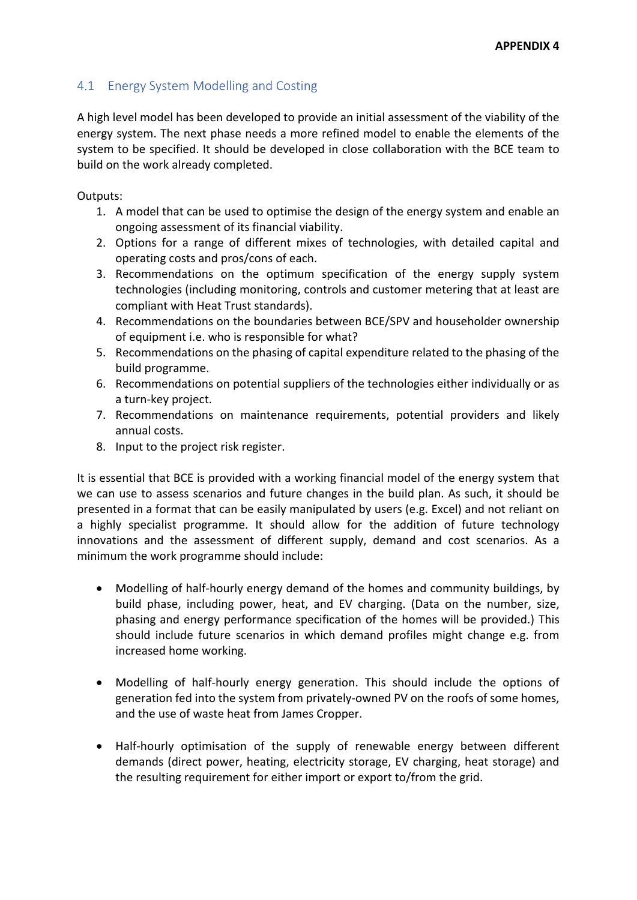**APPENDIX 4**

## 4.1 Energy System Modelling and Costing

A high level model has been developed to provide an initial assessment of the viability of the energy system. The next phase needs a more refined model to enable the elements of the system to be specified. It should be developed in close collaboration with the BCE team to build on the work already completed.

Outputs:

1. A model that can be used to optimise the design of the energy system and enable an ongoing assessment of its financial viability.
2. Options for a range of different mixes of technologies, with detailed capital and operating costs and pros/cons of each.
3. Recommendations on the optimum specification of the energy supply system technologies (including monitoring, controls and customer metering that at least are compliant with Heat Trust standards).
4. Recommendations on the boundaries between BCE/SPV and householder ownership of equipment i.e. who is responsible for what?
5. Recommendations on the phasing of capital expenditure related to the phasing of the build programme.
6. Recommendations on potential suppliers of the technologies either individually or as a turn-key project.
7. Recommendations on maintenance requirements, potential providers and likely annual costs.
8. Input to the project risk register.

It is essential that BCE is provided with a working financial model of the energy system that we can use to assess scenarios and future changes in the build plan. As such, it should be presented in a format that can be easily manipulated by users (e.g. Excel) and not reliant on a highly specialist programme. It should allow for the addition of future technology innovations and the assessment of different supply, demand and cost scenarios. As a minimum the work programme should include:

- Modelling of half-hourly energy demand of the homes and community buildings, by build phase, including power, heat, and EV charging. (Data on the number, size, phasing and energy performance specification of the homes will be provided.) This should include future scenarios in which demand profiles might change e.g. from increased home working.

- Modelling of half-hourly energy generation. This should include the options of generation fed into the system from privately-owned PV on the roofs of some homes, and the use of waste heat from James Cropper.

- Half-hourly optimisation of the supply of renewable energy between different demands (direct power, heating, electricity storage, EV charging, heat storage) and the resulting requirement for either import or export to/from the grid.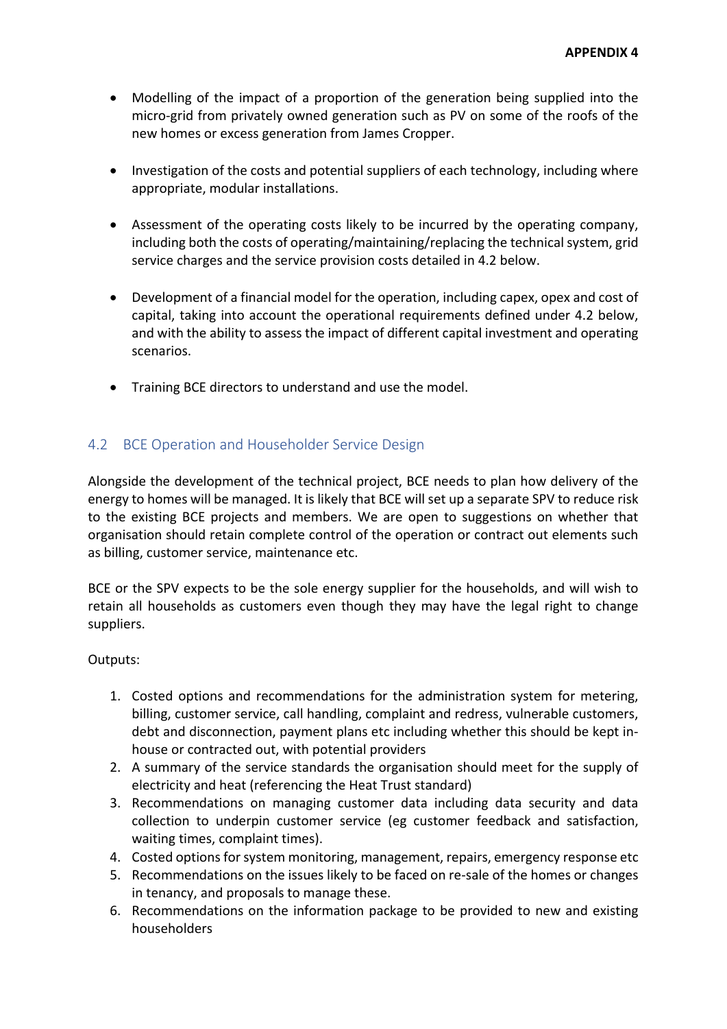- Modelling of the impact of a proportion of the generation being supplied into the micro-grid from privately owned generation such as PV on some of the roofs of the new homes or excess generation from James Cropper.

- Investigation of the costs and potential suppliers of each technology, including where appropriate, modular installations.

- Assessment of the operating costs likely to be incurred by the operating company, including both the costs of operating/maintaining/replacing the technical system, grid service charges and the service provision costs detailed in 4.2 below.

- Development of a financial model for the operation, including capex, opex and cost of capital, taking into account the operational requirements defined under 4.2 below, and with the ability to assess the impact of different capital investment and operating scenarios.

- Training BCE directors to understand and use the model.

## 4.2 BCE Operation and Householder Service Design

Alongside the development of the technical project, BCE needs to plan how delivery of the energy to homes will be managed. It is likely that BCE will set up a separate SPV to reduce risk to the existing BCE projects and members. We are open to suggestions on whether that organisation should retain complete control of the operation or contract out elements such as billing, customer service, maintenance etc.

BCE or the SPV expects to be the sole energy supplier for the households, and will wish to retain all households as customers even though they may have the legal right to change suppliers.

Outputs:

1. Costed options and recommendations for the administration system for metering, billing, customer service, call handling, complaint and redress, vulnerable customers, debt and disconnection, payment plans etc including whether this should be kept in-house or contracted out, with potential providers
2. A summary of the service standards the organisation should meet for the supply of electricity and heat (referencing the Heat Trust standard)
3. Recommendations on managing customer data including data security and data collection to underpin customer service (eg customer feedback and satisfaction, waiting times, complaint times).
4. Costed options for system monitoring, management, repairs, emergency response etc
5. Recommendations on the issues likely to be faced on re-sale of the homes or changes in tenancy, and proposals to manage these.
6. Recommendations on the information package to be provided to new and existing householders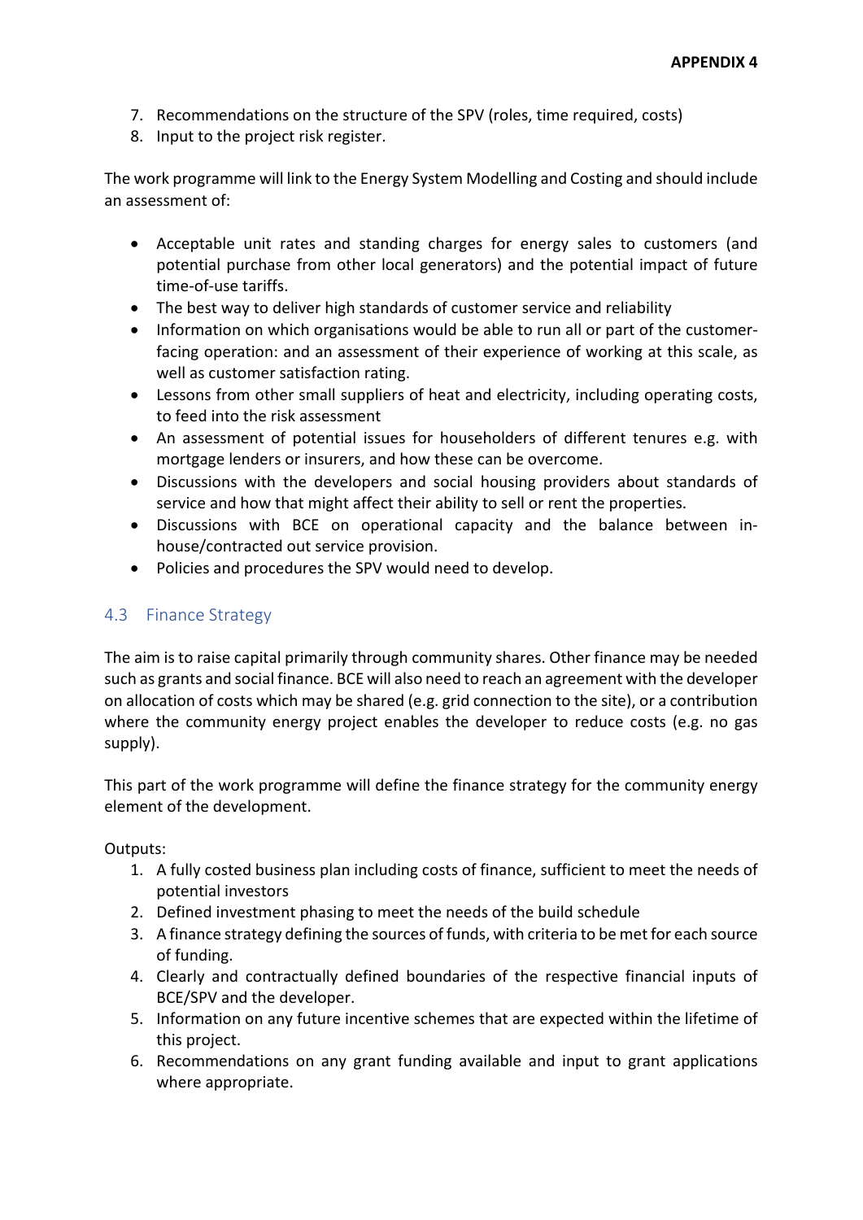7. Recommendations on the structure of the SPV (roles, time required, costs)
8. Input to the project risk register.

The work programme will link to the Energy System Modelling and Costing and should include an assessment of:

- Acceptable unit rates and standing charges for energy sales to customers (and potential purchase from other local generators) and the potential impact of future time-of-use tariffs.
- The best way to deliver high standards of customer service and reliability
- Information on which organisations would be able to run all or part of the customer-facing operation: and an assessment of their experience of working at this scale, as well as customer satisfaction rating.
- Lessons from other small suppliers of heat and electricity, including operating costs, to feed into the risk assessment
- An assessment of potential issues for householders of different tenures e.g. with mortgage lenders or insurers, and how these can be overcome.
- Discussions with the developers and social housing providers about standards of service and how that might affect their ability to sell or rent the properties.
- Discussions with BCE on operational capacity and the balance between in-house/contracted out service provision.
- Policies and procedures the SPV would need to develop.

## 4.3 Finance Strategy

The aim is to raise capital primarily through community shares. Other finance may be needed such as grants and social finance. BCE will also need to reach an agreement with the developer on allocation of costs which may be shared (e.g. grid connection to the site), or a contribution where the community energy project enables the developer to reduce costs (e.g. no gas supply).

This part of the work programme will define the finance strategy for the community energy element of the development.

Outputs:

1. A fully costed business plan including costs of finance, sufficient to meet the needs of potential investors
2. Defined investment phasing to meet the needs of the build schedule
3. A finance strategy defining the sources of funds, with criteria to be met for each source of funding.
4. Clearly and contractually defined boundaries of the respective financial inputs of BCE/SPV and the developer.
5. Information on any future incentive schemes that are expected within the lifetime of this project.
6. Recommendations on any grant funding available and input to grant applications where appropriate.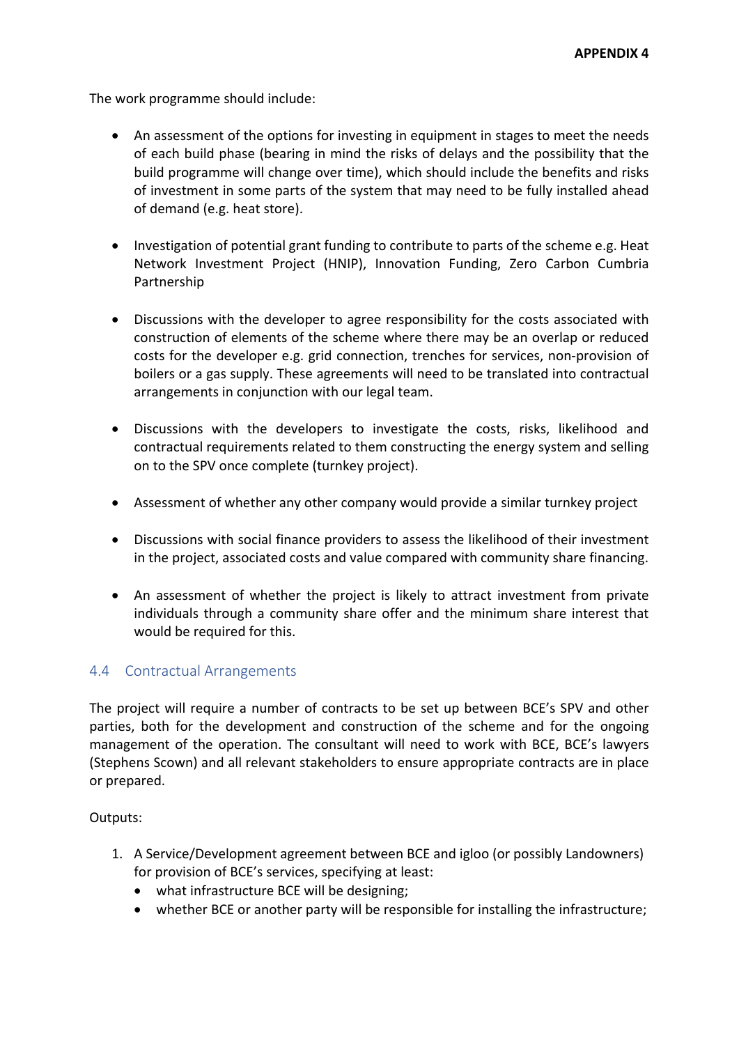The work programme should include:

- An assessment of the options for investing in equipment in stages to meet the needs of each build phase (bearing in mind the risks of delays and the possibility that the build programme will change over time), which should include the benefits and risks of investment in some parts of the system that may need to be fully installed ahead of demand (e.g. heat store).
- Investigation of potential grant funding to contribute to parts of the scheme e.g. Heat Network Investment Project (HNIP), Innovation Funding, Zero Carbon Cumbria Partnership
- Discussions with the developer to agree responsibility for the costs associated with construction of elements of the scheme where there may be an overlap or reduced costs for the developer e.g. grid connection, trenches for services, non-provision of boilers or a gas supply. These agreements will need to be translated into contractual arrangements in conjunction with our legal team.
- Discussions with the developers to investigate the costs, risks, likelihood and contractual requirements related to them constructing the energy system and selling on to the SPV once complete (turnkey project).
- Assessment of whether any other company would provide a similar turnkey project
- Discussions with social finance providers to assess the likelihood of their investment in the project, associated costs and value compared with community share financing.
- An assessment of whether the project is likely to attract investment from private individuals through a community share offer and the minimum share interest that would be required for this.

## 4.4 Contractual Arrangements

The project will require a number of contracts to be set up between BCE's SPV and other parties, both for the development and construction of the scheme and for the ongoing management of the operation. The consultant will need to work with BCE, BCE's lawyers (Stephens Scown) and all relevant stakeholders to ensure appropriate contracts are in place or prepared.

Outputs:

1. A Service/Development agreement between BCE and igloo (or possibly Landowners) for provision of BCE's services, specifying at least:
   - what infrastructure BCE will be designing;
   - whether BCE or another party will be responsible for installing the infrastructure;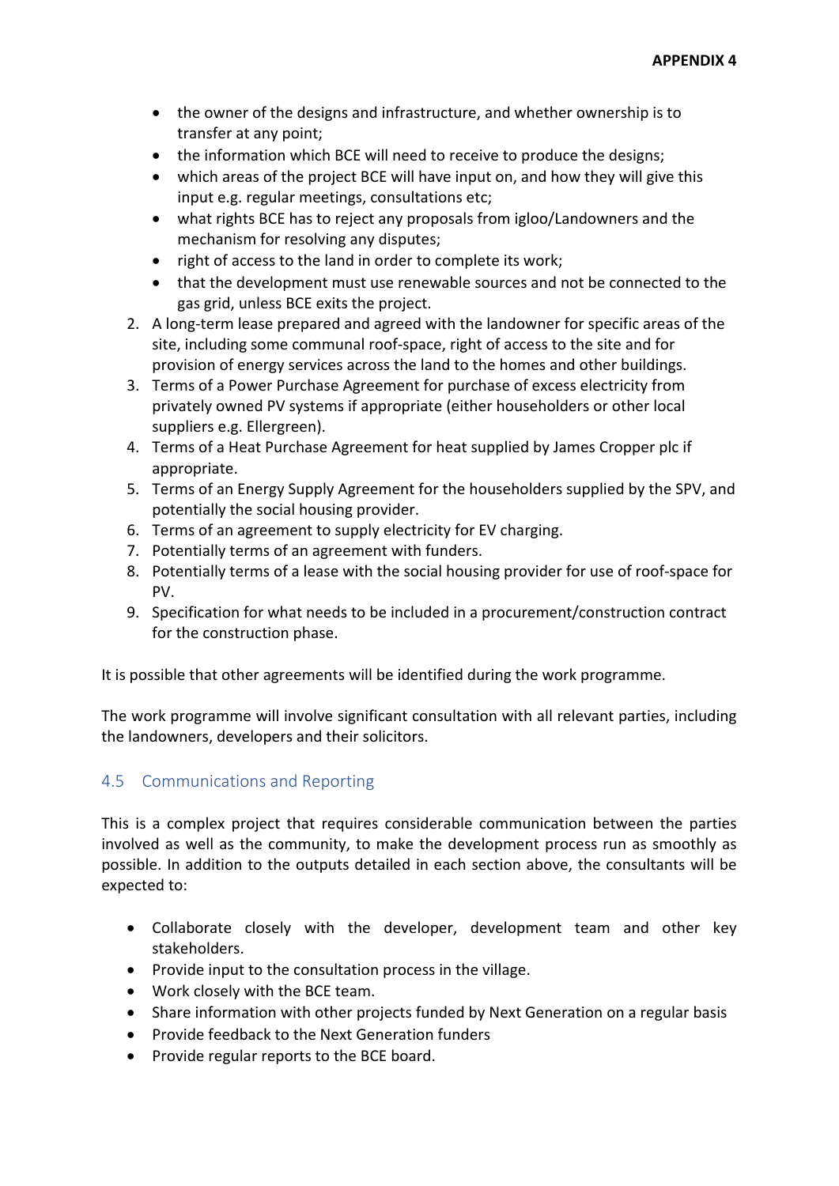- the owner of the designs and infrastructure, and whether ownership is to transfer at any point;
- the information which BCE will need to receive to produce the designs;
- which areas of the project BCE will have input on, and how they will give this input e.g. regular meetings, consultations etc;
- what rights BCE has to reject any proposals from igloo/Landowners and the mechanism for resolving any disputes;
- right of access to the land in order to complete its work;
- that the development must use renewable sources and not be connected to the gas grid, unless BCE exits the project.

2. A long-term lease prepared and agreed with the landowner for specific areas of the site, including some communal roof-space, right of access to the site and for provision of energy services across the land to the homes and other buildings.
3. Terms of a Power Purchase Agreement for purchase of excess electricity from privately owned PV systems if appropriate (either householders or other local suppliers e.g. Ellergreen).
4. Terms of a Heat Purchase Agreement for heat supplied by James Cropper plc if appropriate.
5. Terms of an Energy Supply Agreement for the householders supplied by the SPV, and potentially the social housing provider.
6. Terms of an agreement to supply electricity for EV charging.
7. Potentially terms of an agreement with funders.
8. Potentially terms of a lease with the social housing provider for use of roof-space for PV.
9. Specification for what needs to be included in a procurement/construction contract for the construction phase.

It is possible that other agreements will be identified during the work programme.

The work programme will involve significant consultation with all relevant parties, including the landowners, developers and their solicitors.

## 4.5 Communications and Reporting

This is a complex project that requires considerable communication between the parties involved as well as the community, to make the development process run as smoothly as possible. In addition to the outputs detailed in each section above, the consultants will be expected to:

- Collaborate closely with the developer, development team and other key stakeholders.
- Provide input to the consultation process in the village.
- Work closely with the BCE team.
- Share information with other projects funded by Next Generation on a regular basis
- Provide feedback to the Next Generation funders
- Provide regular reports to the BCE board.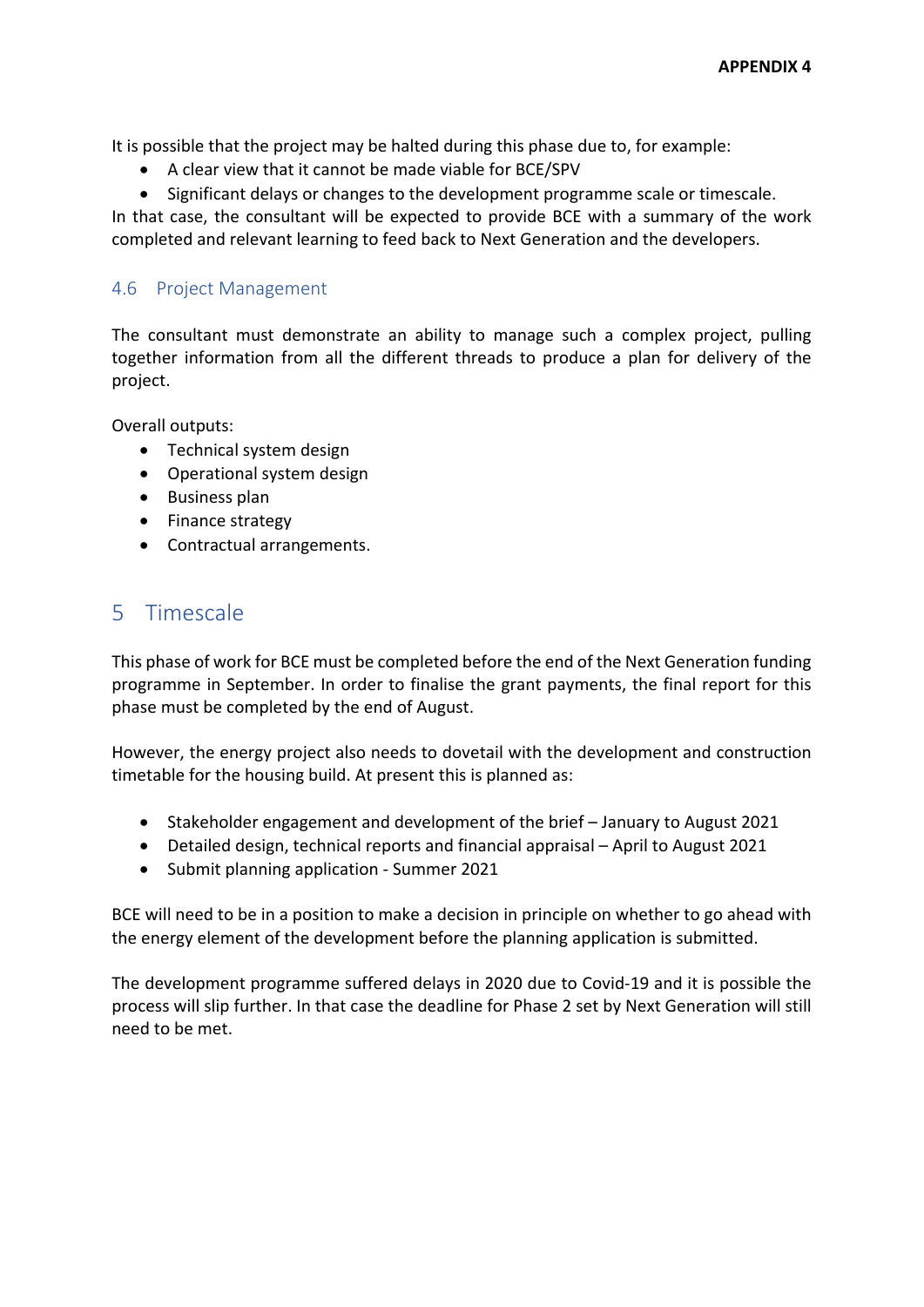It is possible that the project may be halted during this phase due to, for example:

- A clear view that it cannot be made viable for BCE/SPV
- Significant delays or changes to the development programme scale or timescale.

In that case, the consultant will be expected to provide BCE with a summary of the work completed and relevant learning to feed back to Next Generation and the developers.

### 4.6 Project Management

The consultant must demonstrate an ability to manage such a complex project, pulling together information from all the different threads to produce a plan for delivery of the project.

Overall outputs:

- Technical system design
- Operational system design
- Business plan
- Finance strategy
- Contractual arrangements.

## 5 Timescale

This phase of work for BCE must be completed before the end of the Next Generation funding programme in September. In order to finalise the grant payments, the final report for this phase must be completed by the end of August.

However, the energy project also needs to dovetail with the development and construction timetable for the housing build. At present this is planned as:

- Stakeholder engagement and development of the brief – January to August 2021
- Detailed design, technical reports and financial appraisal – April to August 2021
- Submit planning application - Summer 2021

BCE will need to be in a position to make a decision in principle on whether to go ahead with the energy element of the development before the planning application is submitted.

The development programme suffered delays in 2020 due to Covid-19 and it is possible the process will slip further. In that case the deadline for Phase 2 set by Next Generation will still need to be met.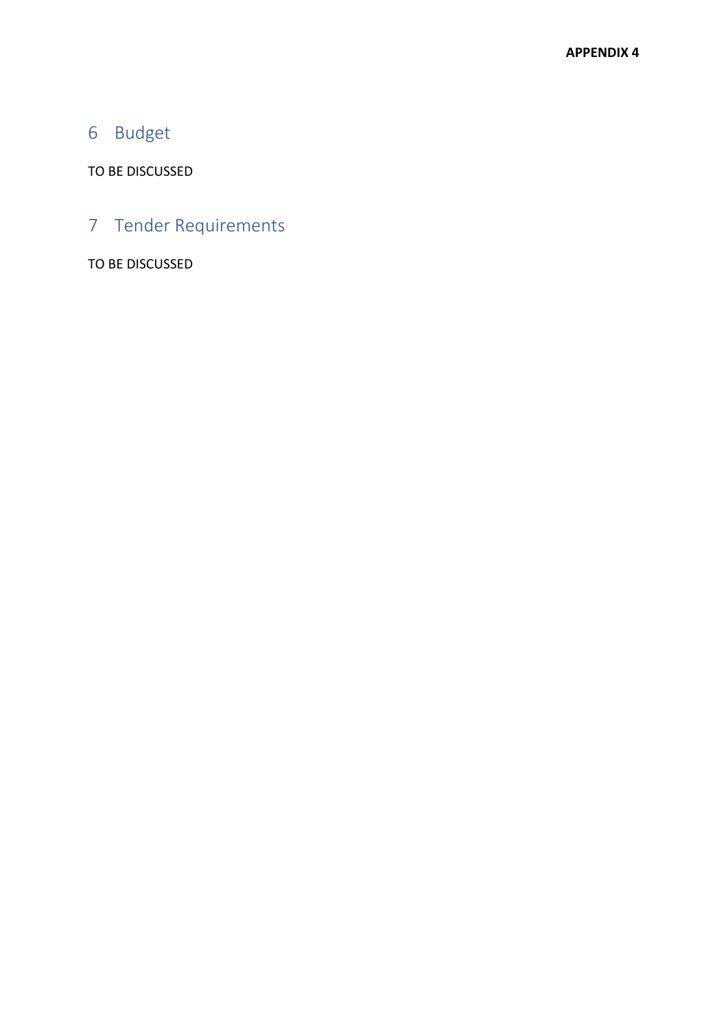# 6 Budget

TO BE DISCUSSED

# 7 Tender Requirements

TO BE DISCUSSED